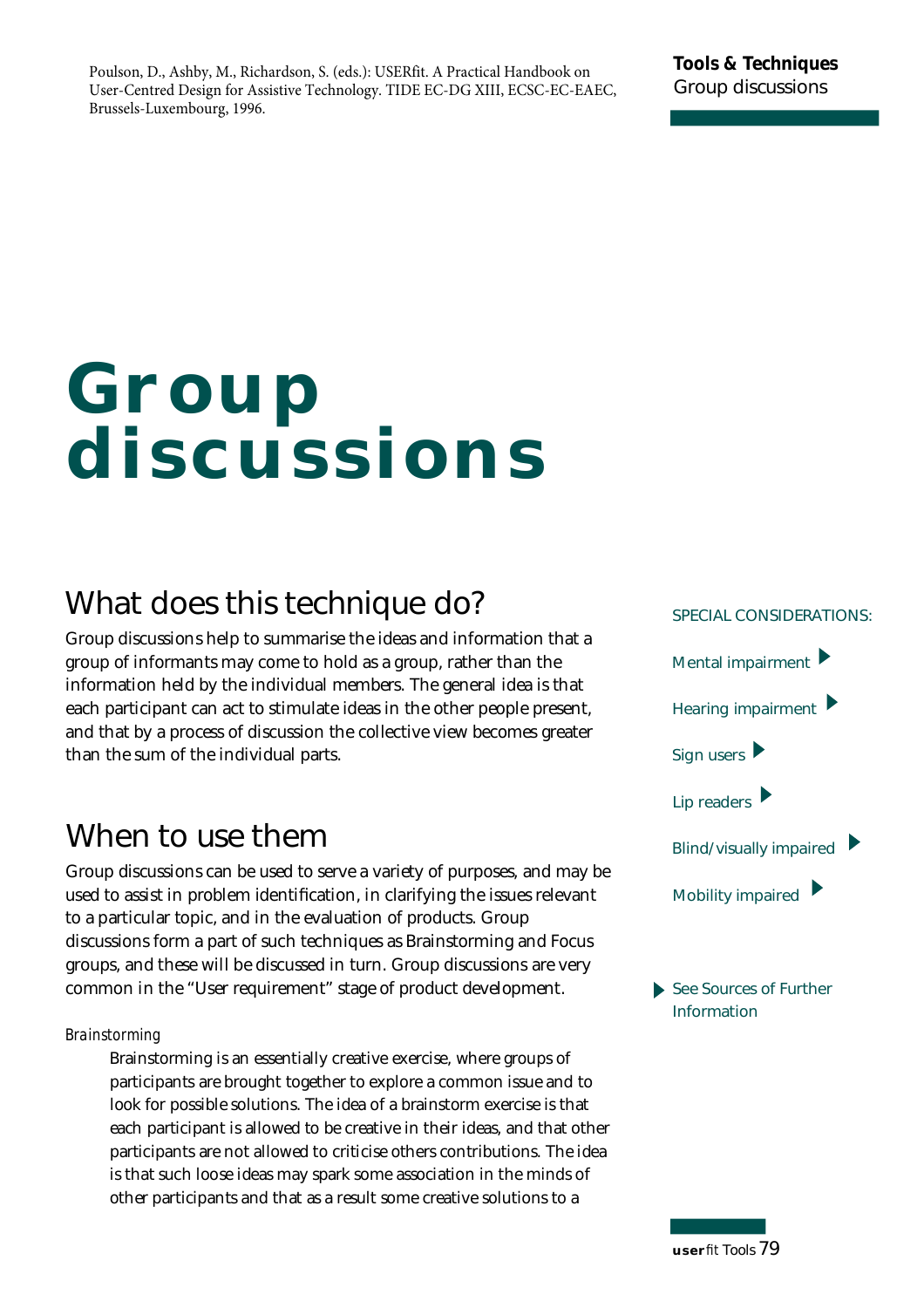Poulson, D., Ashby, M., Richardson, S. (eds.): USERfit. A Practical Handbook on User-Centred Design for Assistive Technology. TIDE EC-DG XIII, ECSC-EC-EAEC, Brussels-Luxembourg, 1996.

# Group discussions

## What does this technique do?

Group discussions help to summarise the ideas and information that a group of informants may come to hold as a group, rather than the information held by the individual members. The general idea is that each participant can act to stimulate ideas in the other people present, and that by a process of discussion the collective view becomes greater than the sum of the individual parts.

## When to use them

Group discussions can be used to serve a variety of purposes, and may be used to assist in problem identification, in clarifying the issues relevant to a particular topic, and in the evaluation of products. Group discussions form a part of such techniques as Brainstorming and Focus groups, and these will be discussed in turn. Group discussions are very common in the "User requirement" stage of product development.

*Brainstorming*

Brainstorming is an essentially creative exercise, where groups of participants are brought together to explore a common issue and to look for possible solutions. The idea of a brainstorm exercise is that each participant is allowed to be creative in their ideas, and that other participants are not allowed to criticise others contributions. The idea is that such loose ideas may spark some association in the minds of other participants and that as a result some creative solutions to a

SPECIAL CONSIDERATIONS:

- Mental impairment ▶
- Hearing impairment ▶
- Sign users ▶
- Lip readers ▶
- Blind/visually impaired ▶
- Mobility impaired ▶

▶ See Sources of Further Information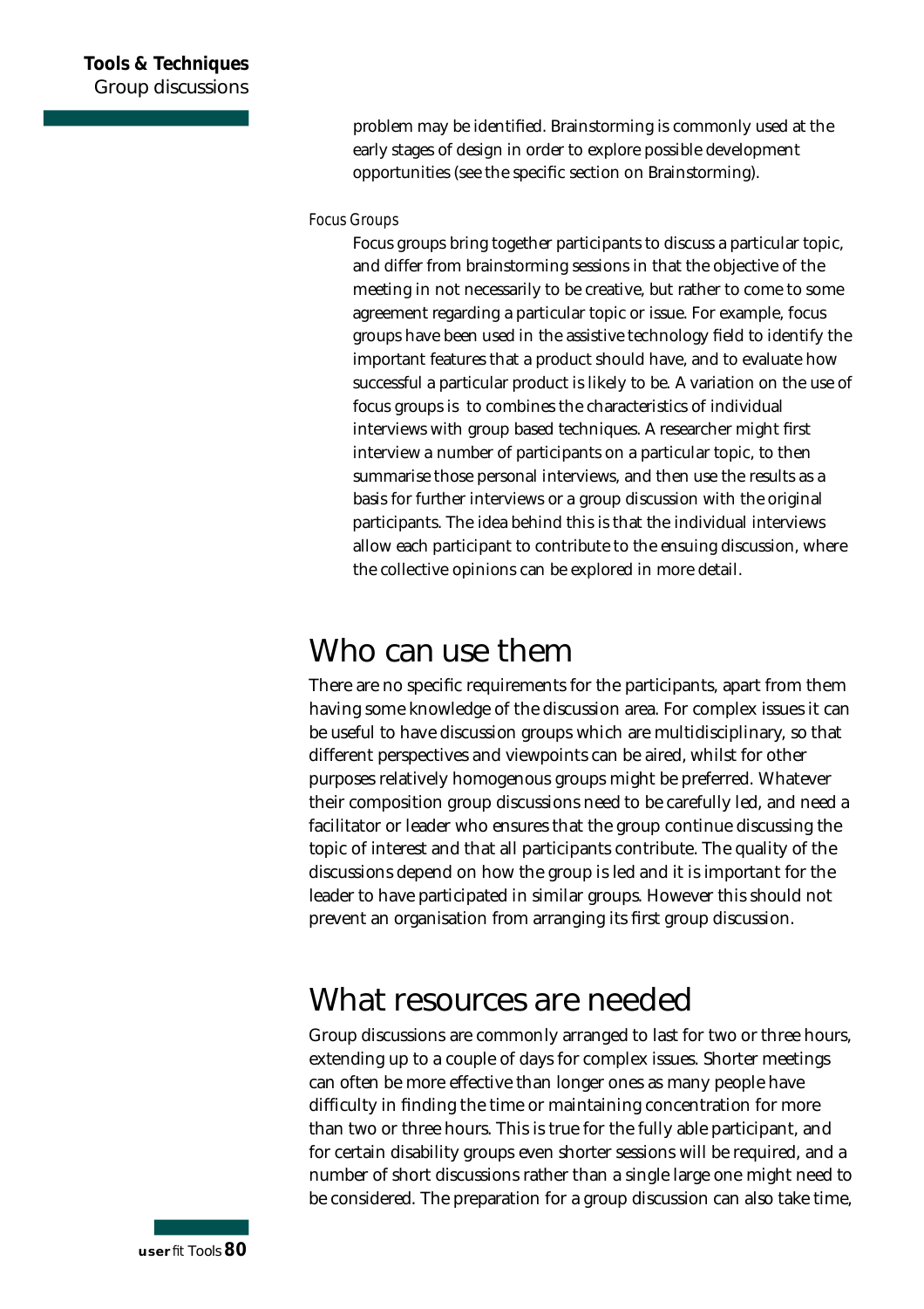problem may be identified. Brainstorming is commonly used at the early stages of design in order to explore possible development opportunities (see the specific section on Brainstorming).

*Focus Groups*

Focus groups bring together participants to discuss a particular topic, and differ from brainstorming sessions in that the objective of the meeting in not necessarily to be creative, but rather to come to some agreement regarding a particular topic or issue. For example, focus groups have been used in the assistive technology field to identify the important features that a product should have, and to evaluate how successful a particular product is likely to be. A variation on the use of focus groups is  to combines the characteristics of individual interviews with group based techniques. A researcher might first interview a number of participants on a particular topic, to then summarise those personal interviews, and then use the results as a basis for further interviews or a group discussion with the original participants. The idea behind this is that the individual interviews allow each participant to contribute to the ensuing discussion, where the collective opinions can be explored in more detail.

# Who can use them

There are no specific requirements for the participants, apart from them having some knowledge of the discussion area. For complex issues it can be useful to have discussion groups which are multidisciplinary, so that different perspectives and viewpoints can be aired, whilst for other purposes relatively homogenous groups might be preferred. Whatever their composition group discussions need to be carefully led, and need a facilitator or leader who ensures that the group continue discussing the topic of interest and that all participants contribute. The quality of the discussions depend on how the group is led and it is important for the leader to have participated in similar groups. However this should not prevent an organisation from arranging its first group discussion.

# What resources are needed

Group discussions are commonly arranged to last for two or three hours, extending up to a couple of days for complex issues. Shorter meetings can often be more effective than longer ones as many people have difficulty in finding the time or maintaining concentration for more than two or three hours. This is true for the fully able participant, and for certain disability groups even shorter sessions will be required, and a number of short discussions rather than a single large one might need to be considered. The preparation for a group discussion can also take time,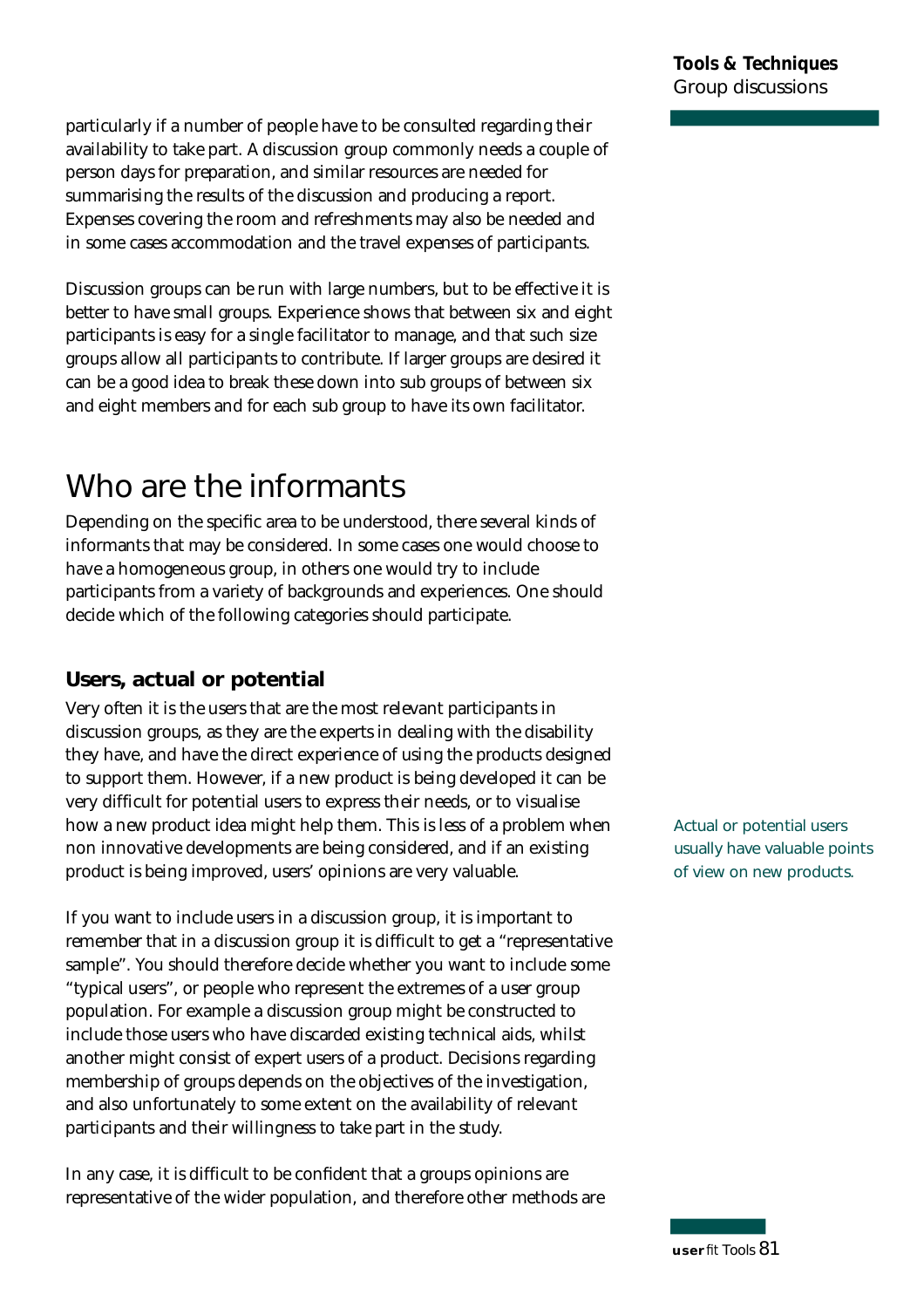particularly if a number of people have to be consulted regarding their availability to take part. A discussion group commonly needs a couple of person days for preparation, and similar resources are needed for summarising the results of the discussion and producing a report. Expenses covering the room and refreshments may also be needed and in some cases accommodation and the travel expenses of participants.

Discussion groups can be run with large numbers, but to be effective it is better to have small groups. Experience shows that between six and eight participants is easy for a single facilitator to manage, and that such size groups allow all participants to contribute. If larger groups are desired it can be a good idea to break these down into sub groups of between six and eight members and for each sub group to have its own facilitator.

# Who are the informants

Depending on the specific area to be understood, there several kinds of informants that may be considered. In some cases one would choose to have a homogeneous group, in others one would try to include participants from a variety of backgrounds and experiences. One should decide which of the following categories should participate.

## Users, actual or potential

Very often it is the users that are the most relevant participants in discussion groups, as they are the experts in dealing with the disability they have, and have the direct experience of using the products designed to support them. However, if a new product is being developed it can be very difficult for potential users to express their needs, or to visualise how a new product idea might help them. This is less of a problem when non innovative developments are being considered, and if an existing product is being improved, users' opinions are very valuable.

Actual or potential users usually have valuable points of view on new products.

If you want to include users in a discussion group, it is important to remember that in a discussion group it is difficult to get a "representative sample". You should therefore decide whether you want to include some "typical users", or people who represent the extremes of a user group population. For example a discussion group might be constructed to include those users who have discarded existing technical aids, whilst another might consist of expert users of a product. Decisions regarding membership of groups depends on the objectives of the investigation, and also unfortunately to some extent on the availability of relevant participants and their willingness to take part in the study.

In any case, it is difficult to be confident that a groups opinions are representative of the wider population, and therefore other methods are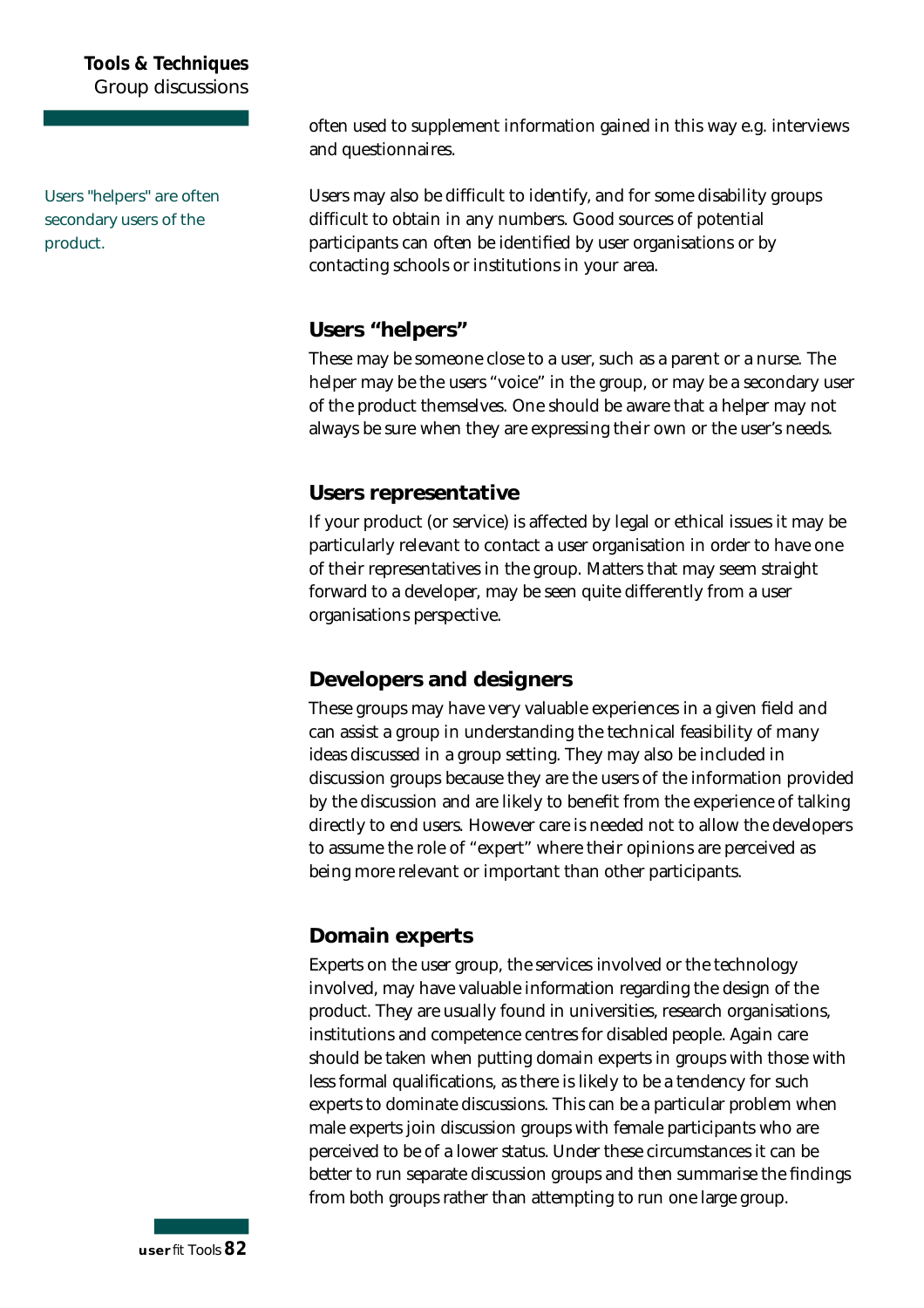often used to supplement information gained in this way e.g. interviews and questionnaires.

Users may also be difficult to identify, and for some disability groups difficult to obtain in any numbers. Good sources of potential participants can often be identified by user organisations or by contacting schools or institutions in your area.

Users "helpers" are often secondary users of the product.

## Users "helpers"

These may be someone close to a user, such as a parent or a nurse. The helper may be the users "voice" in the group, or may be a secondary user of the product themselves. One should be aware that a helper may not always be sure when they are expressing their own or the user's needs.

## Users representative

If your product (or service) is affected by legal or ethical issues it may be particularly relevant to contact a user organisation in order to have one of their representatives in the group. Matters that may seem straight forward to a developer, may be seen quite differently from a user organisations perspective.

## Developers and designers

These groups may have very valuable experiences in a given field and can assist a group in understanding the technical feasibility of many ideas discussed in a group setting. They may also be included in discussion groups because they are the users of the information provided by the discussion and are likely to benefit from the experience of talking directly to end users. However care is needed not to allow the developers to assume the role of "expert" where their opinions are perceived as being more relevant or important than other participants.

## Domain experts

Experts on the user group, the services involved or the technology involved, may have valuable information regarding the design of the product. They are usually found in universities, research organisations, institutions and competence centres for disabled people. Again care should be taken when putting domain experts in groups with those with less formal qualifications, as there is likely to be a tendency for such experts to dominate discussions. This can be a particular problem when male experts join discussion groups with female participants who are perceived to be of a lower status. Under these circumstances it can be better to run separate discussion groups and then summarise the findings from both groups rather than attempting to run one large group.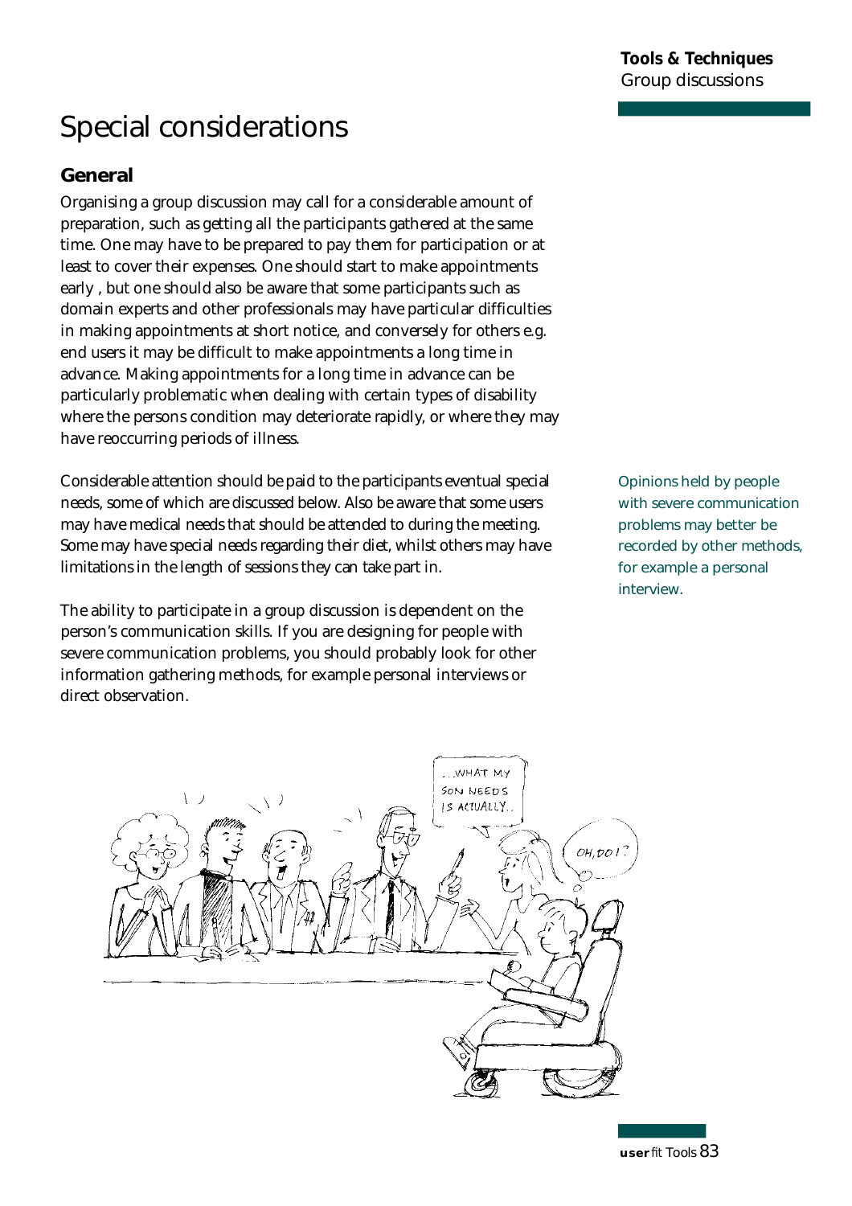# Special considerations

## General

Organising a group discussion may call for a considerable amount of preparation, such as getting all the participants gathered at the same time. One may have to be prepared to pay them for participation or at least to cover their expenses. One should start to make appointments early , but one should also be aware that some participants such as domain experts and other professionals may have particular difficulties in making appointments at short notice, and conversely for others e.g. end users it may be difficult to make appointments a long time in advance. Making appointments for a long time in advance can be particularly problematic when dealing with certain types of disability where the persons condition may deteriorate rapidly, or where they may have reoccurring periods of illness.

Considerable attention should be paid to the participants eventual special needs, some of which are discussed below. Also be aware that some users may have medical needs that should be attended to during the meeting. Some may have special needs regarding their diet, whilst others may have limitations in the length of sessions they can take part in.

Opinions held by people with severe communication problems may better be recorded by other methods, for example a personal interview.

The ability to participate in a group discussion is dependent on the person's communication skills. If you are designing for people with severe communication problems, you should probably look for other information gathering methods, for example personal interviews or direct observation.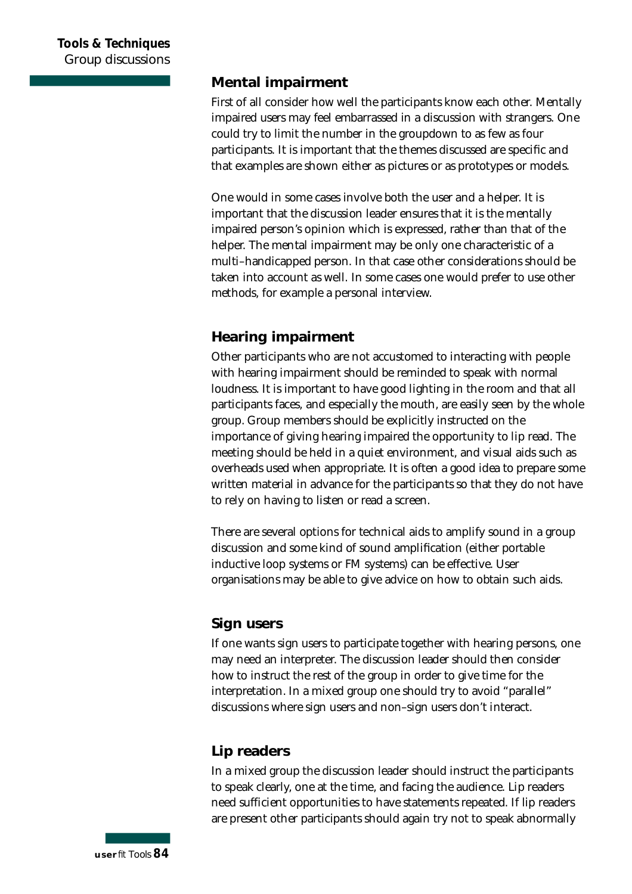## Mental impairment

First of all consider how well the participants know each other. Mentally impaired users may feel embarrassed in a discussion with strangers. One could try to limit the number in the groupdown to as few as four participants. It is important that the themes discussed are specific and that examples are shown either as pictures or as prototypes or models.

One would in some cases involve both the user and a helper. It is important that the discussion leader ensures that it is the mentally impaired person's opinion which is expressed, rather than that of the helper. The mental impairment may be only one characteristic of a multi–handicapped person. In that case other considerations should be taken into account as well. In some cases one would prefer to use other methods, for example a personal interview.

## Hearing impairment

Other participants who are not accustomed to interacting with people with hearing impairment should be reminded to speak with normal loudness. It is important to have good lighting in the room and that all participants faces, and especially the mouth, are easily seen by the whole group. Group members should be explicitly instructed on the importance of giving hearing impaired the opportunity to lip read. The meeting should be held in a quiet environment, and visual aids such as overheads used when appropriate. It is often a good idea to prepare some written material in advance for the participants so that they do not have to rely on having to listen or read a screen.

There are several options for technical aids to amplify sound in a group discussion and some kind of sound amplification (either portable inductive loop systems or FM systems) can be effective. User organisations may be able to give advice on how to obtain such aids.

## Sign users

If one wants sign users to participate together with hearing persons, one may need an interpreter. The discussion leader should then consider how to instruct the rest of the group in order to give time for the interpretation. In a mixed group one should try to avoid "parallel" discussions where sign users and non–sign users don't interact.

## Lip readers

In a mixed group the discussion leader should instruct the participants to speak clearly, one at the time, and facing the audience. Lip readers need sufficient opportunities to have statements repeated. If lip readers are present other participants should again try not to speak abnormally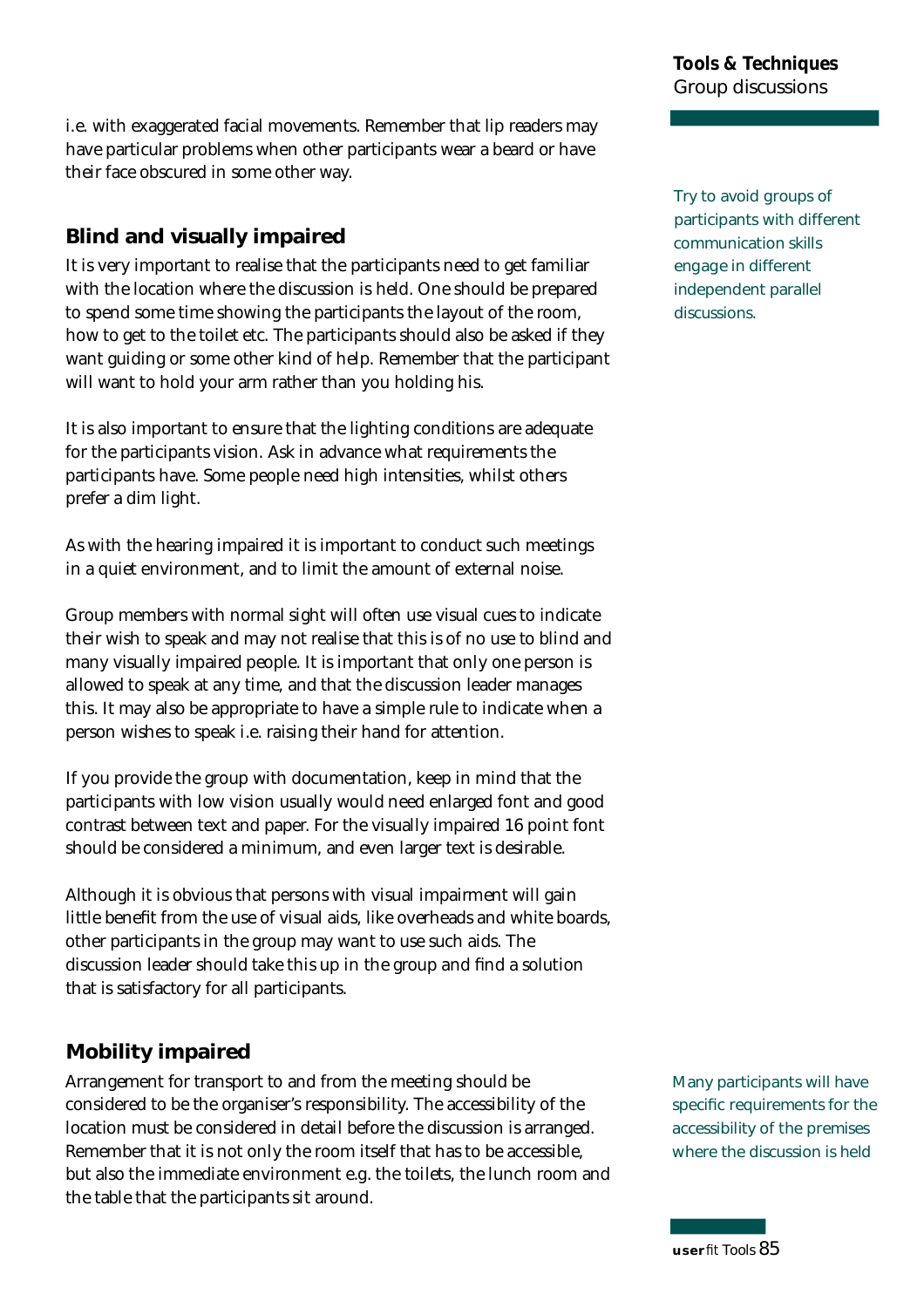i.e. with exaggerated facial movements. Remember that lip readers may have particular problems when other participants wear a beard or have their face obscured in some other way.

Try to avoid groups of participants with different communication skills engage in different independent parallel discussions.

## Blind and visually impaired

It is very important to realise that the participants need to get familiar with the location where the discussion is held. One should be prepared to spend some time showing the participants the layout of the room, how to get to the toilet etc. The participants should also be asked if they want guiding or some other kind of help. Remember that the participant will want to hold your arm rather than you holding his.

It is also important to ensure that the lighting conditions are adequate for the participants vision. Ask in advance what requirements the participants have. Some people need high intensities, whilst others prefer a dim light.

As with the hearing impaired it is important to conduct such meetings in a quiet environment, and to limit the amount of external noise.

Group members with normal sight will often use visual cues to indicate their wish to speak and may not realise that this is of no use to blind and many visually impaired people. It is important that only one person is allowed to speak at any time, and that the discussion leader manages this. It may also be appropriate to have a simple rule to indicate when a person wishes to speak i.e. raising their hand for attention.

If you provide the group with documentation, keep in mind that the participants with low vision usually would need enlarged font and good contrast between text and paper. For the visually impaired 16 point font should be considered a minimum, and even larger text is desirable.

Although it is obvious that persons with visual impairment will gain little benefit from the use of visual aids, like overheads and white boards, other participants in the group may want to use such aids. The discussion leader should take this up in the group and find a solution that is satisfactory for all participants.

## Mobility impaired

Arrangement for transport to and from the meeting should be considered to be the organiser's responsibility. The accessibility of the location must be considered in detail before the discussion is arranged. Remember that it is not only the room itself that has to be accessible, but also the immediate environment e.g. the toilets, the lunch room and the table that the participants sit around.

Many participants will have specific requirements for the accessibility of the premises where the discussion is held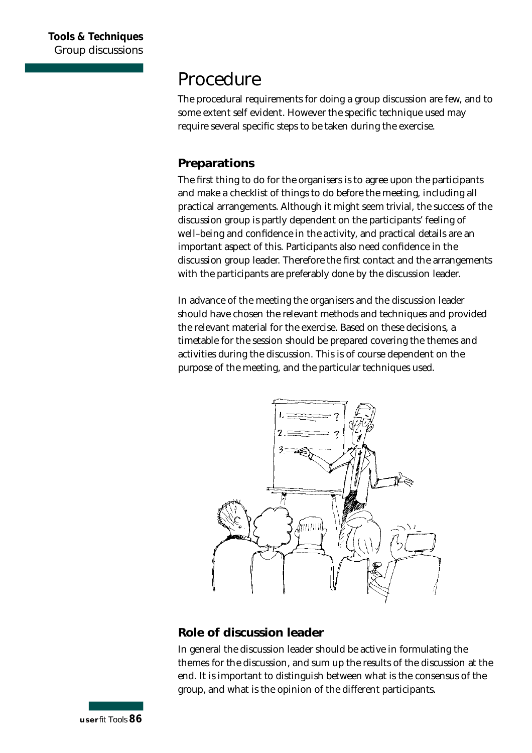# Procedure

The procedural requirements for doing a group discussion are few, and to some extent self evident. However the specific technique used may require several specific steps to be taken during the exercise.

## Preparations

The first thing to do for the organisers is to agree upon the participants and make a checklist of things to do before the meeting, including all practical arrangements. Although it might seem trivial, the success of the discussion group is partly dependent on the participants' feeling of well–being and confidence in the activity, and practical details are an important aspect of this. Participants also need confidence in the discussion group leader. Therefore the first contact and the arrangements with the participants are preferably done by the discussion leader.

In advance of the meeting the organisers and the discussion leader should have chosen the relevant methods and techniques and provided the relevant material for the exercise. Based on these decisions, a timetable for the session should be prepared covering the themes and activities during the discussion. This is of course dependent on the purpose of the meeting, and the particular techniques used.

## Role of discussion leader

In general the discussion leader should be active in formulating the themes for the discussion, and sum up the results of the discussion at the end. It is important to distinguish between what is the consensus of the group, and what is the opinion of the different participants.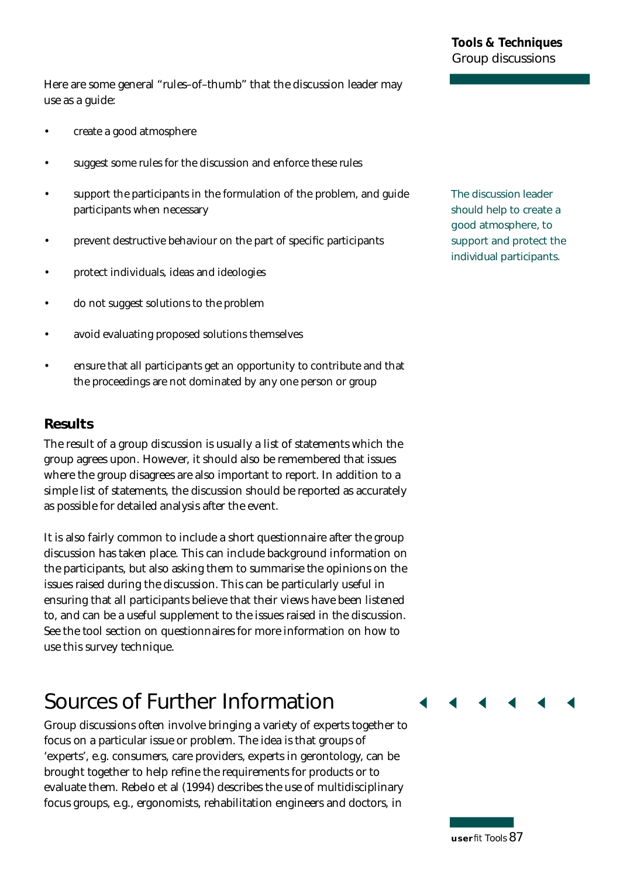Here are some general "rules–of–thumb" that the discussion leader may use as a guide:

- create a good atmosphere
- suggest some rules for the discussion and enforce these rules
- support the participants in the formulation of the problem, and guide participants when necessary
- prevent destructive behaviour on the part of specific participants
- protect individuals, ideas and ideologies
- do not suggest solutions to the problem
- avoid evaluating proposed solutions themselves
- ensure that all participants get an opportunity to contribute and that the proceedings are not dominated by any one person or group

The discussion leader should help to create a good atmosphere, to support and protect the individual participants.

### Results

The result of a group discussion is usually a list of statements which the group agrees upon. However, it should also be remembered that issues where the group disagrees are also important to report. In addition to a simple list of statements, the discussion should be reported as accurately as possible for detailed analysis after the event.

It is also fairly common to include a short questionnaire after the group discussion has taken place. This can include background information on the participants, but also asking them to summarise the opinions on the issues raised during the discussion. This can be particularly useful in ensuring that all participants believe that their views have been listened to, and can be a useful supplement to the issues raised in the discussion. See the tool section on questionnaires for more information on how to use this survey technique.

## Sources of Further Information

Group discussions often involve bringing a variety of experts together to focus on a particular issue or problem. The idea is that groups of 'experts', e.g. consumers, care providers, experts in gerontology, can be brought together to help refine the requirements for products or to evaluate them. Rebelo et al (1994) describes the use of multidisciplinary focus groups, e.g., ergonomists, rehabilitation engineers and doctors, in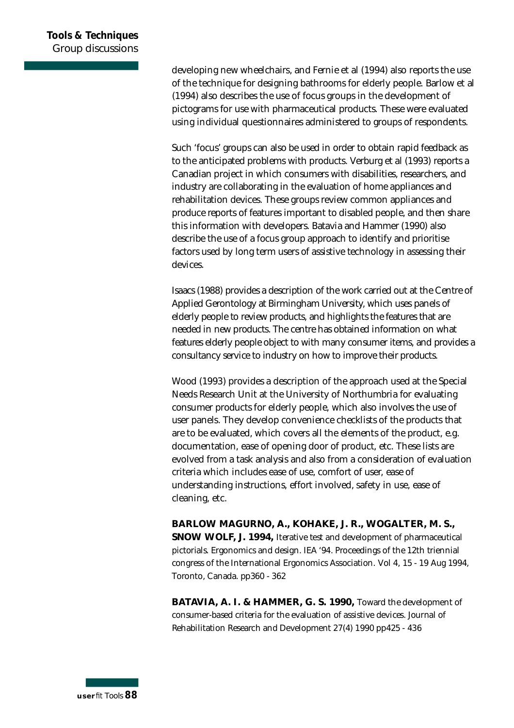developing new wheelchairs, and Fernie et al (1994) also reports the use of the technique for designing bathrooms for elderly people. Barlow et al (1994) also describes the use of focus groups in the development of pictograms for use with pharmaceutical products. These were evaluated using individual questionnaires administered to groups of respondents.

Such 'focus' groups can also be used in order to obtain rapid feedback as to the anticipated problems with products. Verburg et al (1993) reports a Canadian project in which consumers with disabilities, researchers, and industry are collaborating in the evaluation of home appliances and rehabilitation devices. These groups review common appliances and produce reports of features important to disabled people, and then share this information with developers. Batavia and Hammer (1990) also describe the use of a focus group approach to identify and prioritise factors used by long term users of assistive technology in assessing their devices.

Isaacs (1988) provides a description of the work carried out at the Centre of Applied Gerontology at Birmingham University, which uses panels of elderly people to review products, and highlights the features that are needed in new products. The centre has obtained information on what features elderly people object to with many consumer items, and provides a consultancy service to industry on how to improve their products.

Wood (1993) provides a description of the approach used at the Special Needs Research Unit at the University of Northumbria for evaluating consumer products for elderly people, which also involves the use of user panels. They develop convenience checklists of the products that are to be evaluated, which covers all the elements of the product, e.g. documentation, ease of opening door of product, etc. These lists are evolved from a task analysis and also from a consideration of evaluation criteria which includes ease of use, comfort of user, ease of understanding instructions, effort involved, safety in use, ease of cleaning, etc.

**BARLOW MAGURNO, A., KOHAKE, J. R., WOGALTER, M. S., SNOW WOLF, J. 1994,** Iterative test and development of pharmaceutical pictorials. Ergonomics and design. IEA '94. Proceedings of the 12th triennial congress of the International Ergonomics Association. Vol 4, 15 - 19 Aug 1994, Toronto, Canada. pp360 - 362

**BATAVIA, A. I. & HAMMER, G. S. 1990,** Toward the development of consumer-based criteria for the evaluation of assistive devices. Journal of Rehabilitation Research and Development 27(4) 1990 pp425 - 436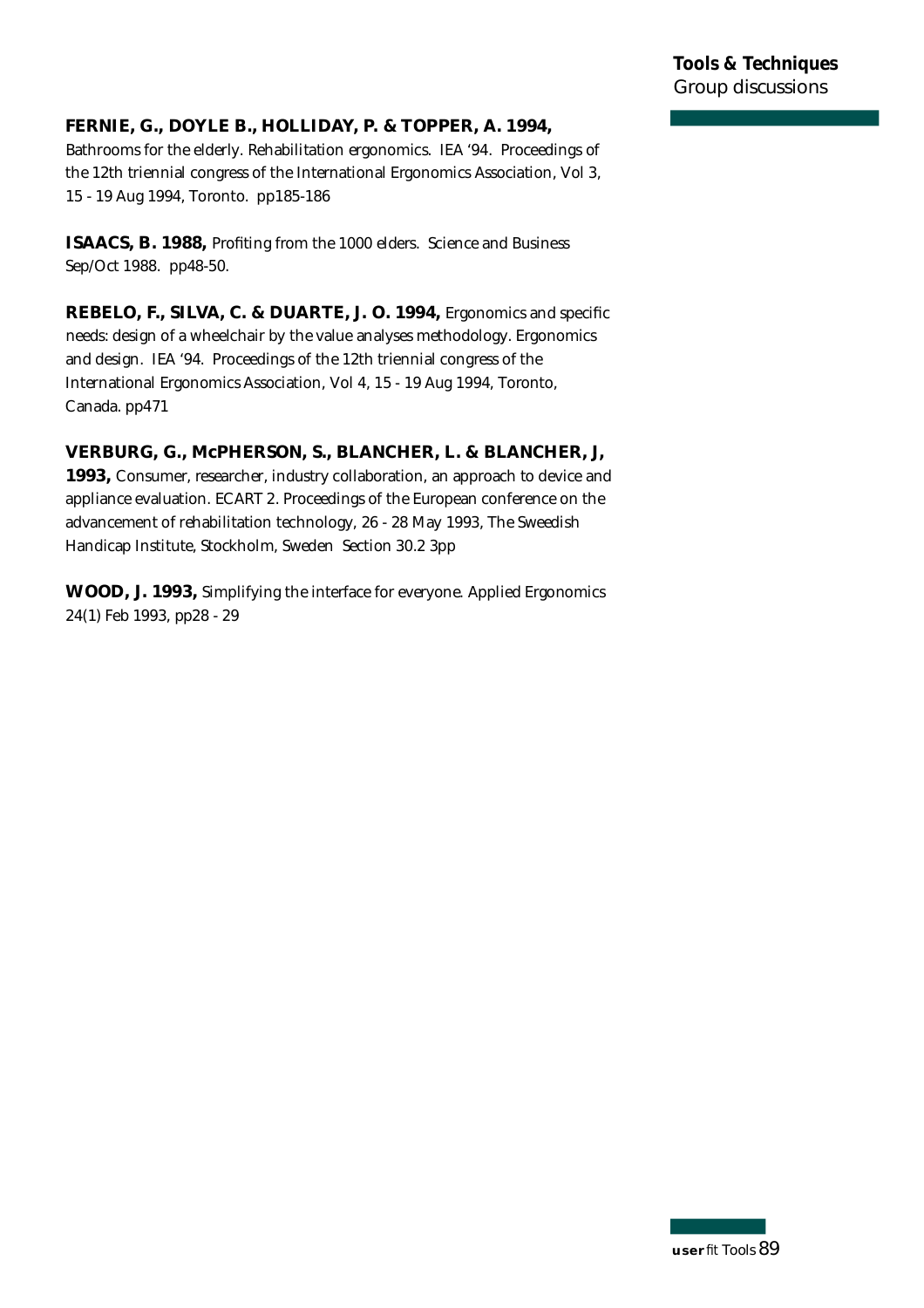**FERNIE, G., DOYLE B., HOLLIDAY, P. & TOPPER, A. 1994,** Bathrooms for the elderly. Rehabilitation ergonomics. IEA '94. Proceedings of the 12th triennial congress of the International Ergonomics Association, Vol 3, 15 - 19 Aug 1994, Toronto. pp185-186

**ISAACS, B. 1988,** Profiting from the 1000 elders. Science and Business Sep/Oct 1988. pp48-50.

**REBELO, F., SILVA, C. & DUARTE, J. O. 1994,** Ergonomics and specific needs: design of a wheelchair by the value analyses methodology. Ergonomics and design. IEA '94. Proceedings of the 12th triennial congress of the International Ergonomics Association, Vol 4, 15 - 19 Aug 1994, Toronto, Canada. pp471

**VERBURG, G., McPHERSON, S., BLANCHER, L. & BLANCHER, J, 1993,** Consumer, researcher, industry collaboration, an approach to device and appliance evaluation. ECART 2. Proceedings of the European conference on the advancement of rehabilitation technology, 26 - 28 May 1993, The Sweedish Handicap Institute, Stockholm, Sweden Section 30.2 3pp

**WOOD, J. 1993,** Simplifying the interface for everyone. Applied Ergonomics 24(1) Feb 1993, pp28 - 29